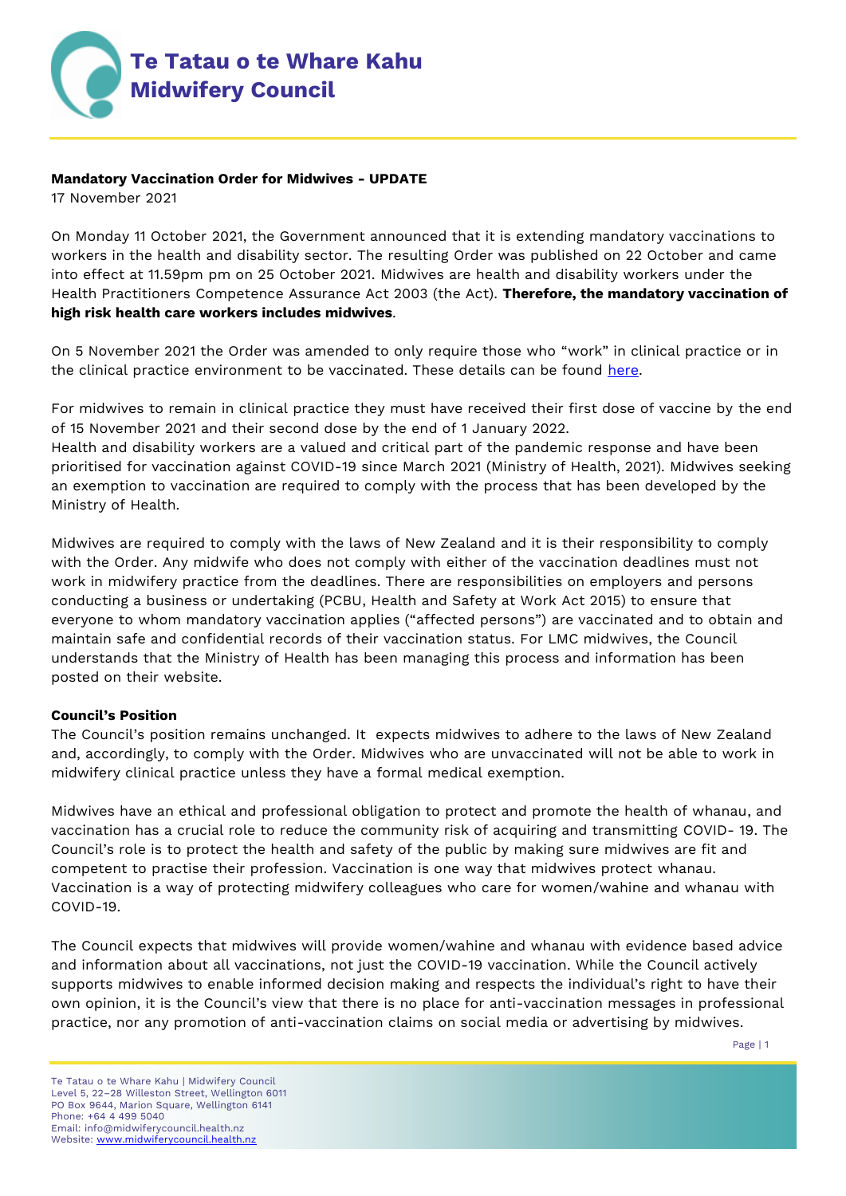# Te Tatau o te Whare Kahu
# Midwifery Council

**Mandatory Vaccination Order for Midwives - UPDATE**
17 November 2021

On Monday 11 October 2021, the Government announced that it is extending mandatory vaccinations to workers in the health and disability sector. The resulting Order was published on 22 October and came into effect at 11.59pm pm on 25 October 2021. Midwives are health and disability workers under the Health Practitioners Competence Assurance Act 2003 (the Act). **Therefore, the mandatory vaccination of high risk health care workers includes midwives**.

On 5 November 2021 the Order was amended to only require those who "work" in clinical practice or in the clinical practice environment to be vaccinated. These details can be found here.

For midwives to remain in clinical practice they must have received their first dose of vaccine by the end of 15 November 2021 and their second dose by the end of 1 January 2022.
Health and disability workers are a valued and critical part of the pandemic response and have been prioritised for vaccination against COVID-19 since March 2021 (Ministry of Health, 2021). Midwives seeking an exemption to vaccination are required to comply with the process that has been developed by the Ministry of Health.

Midwives are required to comply with the laws of New Zealand and it is their responsibility to comply with the Order. Any midwife who does not comply with either of the vaccination deadlines must not work in midwifery practice from the deadlines. There are responsibilities on employers and persons conducting a business or undertaking (PCBU, Health and Safety at Work Act 2015) to ensure that everyone to whom mandatory vaccination applies ("affected persons") are vaccinated and to obtain and maintain safe and confidential records of their vaccination status. For LMC midwives, the Council understands that the Ministry of Health has been managing this process and information has been posted on their website.

**Council's Position**
The Council's position remains unchanged. It expects midwives to adhere to the laws of New Zealand and, accordingly, to comply with the Order. Midwives who are unvaccinated will not be able to work in midwifery clinical practice unless they have a formal medical exemption.

Midwives have an ethical and professional obligation to protect and promote the health of whanau, and vaccination has a crucial role to reduce the community risk of acquiring and transmitting COVID- 19. The Council's role is to protect the health and safety of the public by making sure midwives are fit and competent to practise their profession. Vaccination is one way that midwives protect whanau. Vaccination is a way of protecting midwifery colleagues who care for women/wahine and whanau with COVID-19.

The Council expects that midwives will provide women/wahine and whanau with evidence based advice and information about all vaccinations, not just the COVID-19 vaccination. While the Council actively supports midwives to enable informed decision making and respects the individual's right to have their own opinion, it is the Council's view that there is no place for anti-vaccination messages in professional practice, nor any promotion of anti-vaccination claims on social media or advertising by midwives.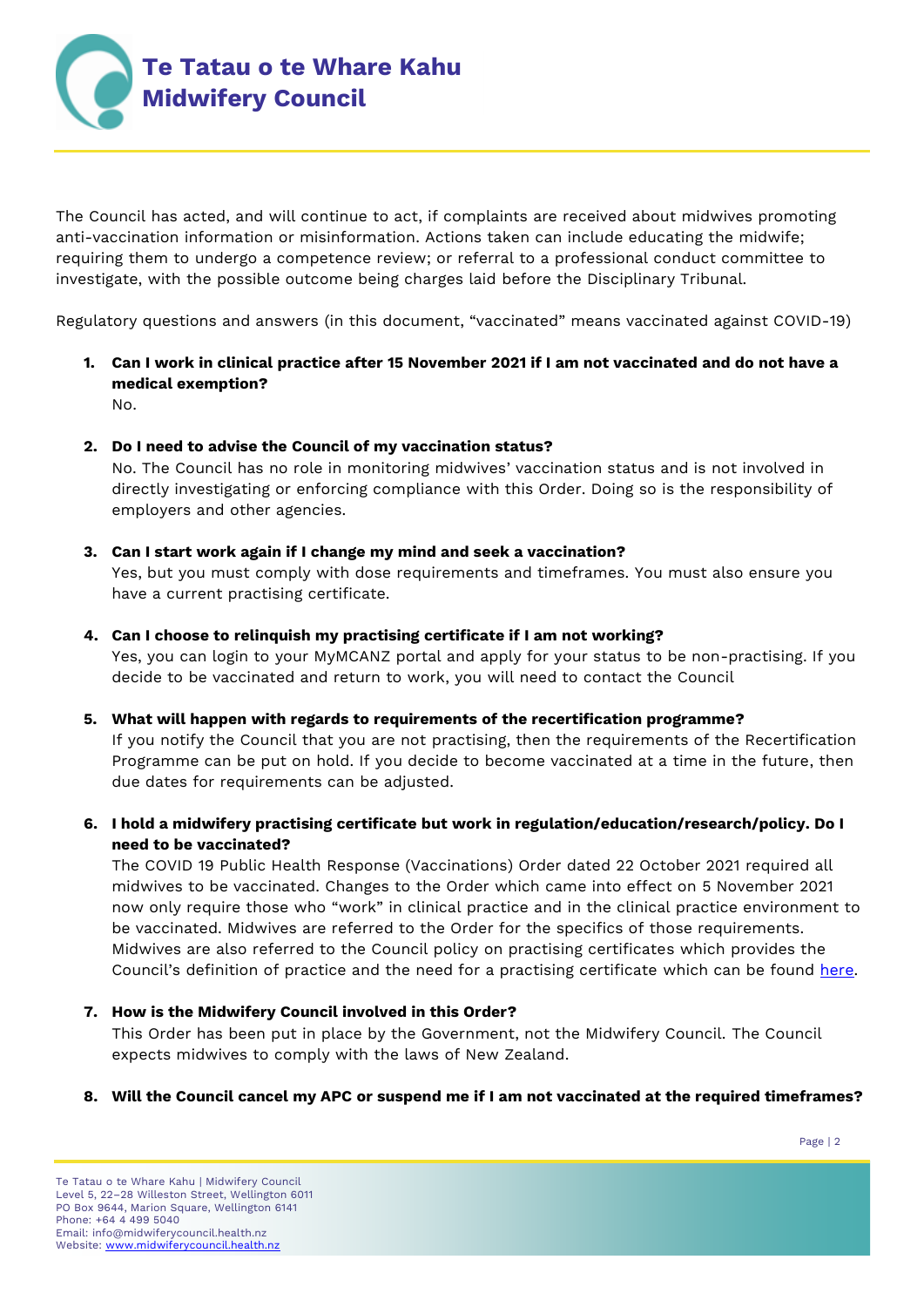The Council has acted, and will continue to act, if complaints are received about midwives promoting anti-vaccination information or misinformation. Actions taken can include educating the midwife; requiring them to undergo a competence review; or referral to a professional conduct committee to investigate, with the possible outcome being charges laid before the Disciplinary Tribunal.

Regulatory questions and answers (in this document, "vaccinated" means vaccinated against COVID-19)

1. **Can I work in clinical practice after 15 November 2021 if I am not vaccinated and do not have a medical exemption?**
   No.

2. **Do I need to advise the Council of my vaccination status?**
   No. The Council has no role in monitoring midwives' vaccination status and is not involved in directly investigating or enforcing compliance with this Order. Doing so is the responsibility of employers and other agencies.

3. **Can I start work again if I change my mind and seek a vaccination?**
   Yes, but you must comply with dose requirements and timeframes. You must also ensure you have a current practising certificate.

4. **Can I choose to relinquish my practising certificate if I am not working?**
   Yes, you can login to your MyMCANZ portal and apply for your status to be non-practising. If you decide to be vaccinated and return to work, you will need to contact the Council

5. **What will happen with regards to requirements of the recertification programme?**
   If you notify the Council that you are not practising, then the requirements of the Recertification Programme can be put on hold. If you decide to become vaccinated at a time in the future, then due dates for requirements can be adjusted.

6. **I hold a midwifery practising certificate but work in regulation/education/research/policy. Do I need to be vaccinated?**
   The COVID 19 Public Health Response (Vaccinations) Order dated 22 October 2021 required all midwives to be vaccinated. Changes to the Order which came into effect on 5 November 2021 now only require those who "work" in clinical practice and in the clinical practice environment to be vaccinated. Midwives are referred to the Order for the specifics of those requirements. Midwives are also referred to the Council policy on practising certificates which provides the Council's definition of practice and the need for a practising certificate which can be found [here](here).

7. **How is the Midwifery Council involved in this Order?**
   This Order has been put in place by the Government, not the Midwifery Council. The Council expects midwives to comply with the laws of New Zealand.

8. **Will the Council cancel my APC or suspend me if I am not vaccinated at the required timeframes?**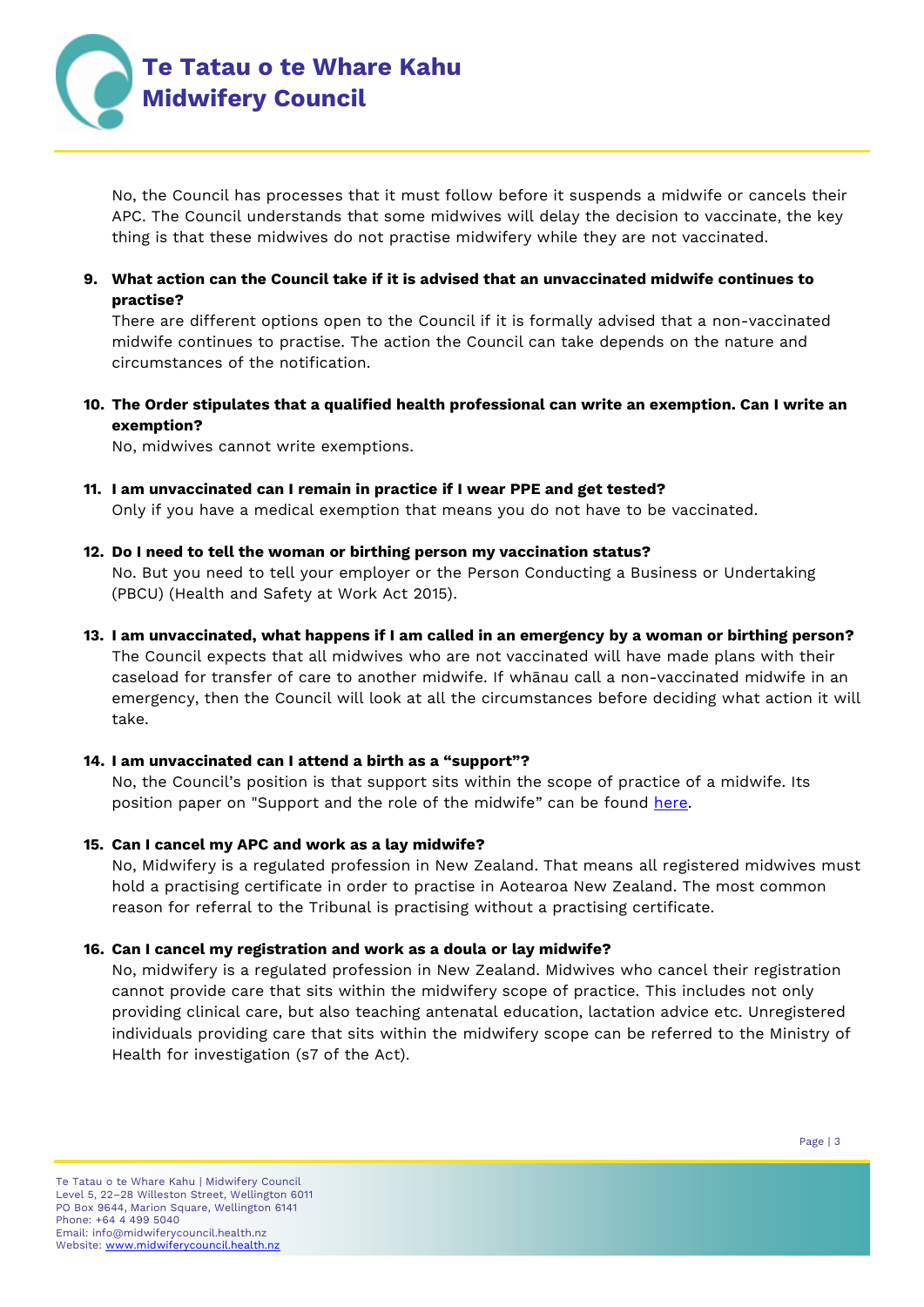No, the Council has processes that it must follow before it suspends a midwife or cancels their APC. The Council understands that some midwives will delay the decision to vaccinate, the key thing is that these midwives do not practise midwifery while they are not vaccinated.

9. **What action can the Council take if it is advised that an unvaccinated midwife continues to practise?**
   There are different options open to the Council if it is formally advised that a non-vaccinated midwife continues to practise. The action the Council can take depends on the nature and circumstances of the notification.

10. **The Order stipulates that a qualified health professional can write an exemption. Can I write an exemption?**
    No, midwives cannot write exemptions.

11. **I am unvaccinated can I remain in practice if I wear PPE and get tested?**
    Only if you have a medical exemption that means you do not have to be vaccinated.

12. **Do I need to tell the woman or birthing person my vaccination status?**
    No. But you need to tell your employer or the Person Conducting a Business or Undertaking (PBCU) (Health and Safety at Work Act 2015).

13. **I am unvaccinated, what happens if I am called in an emergency by a woman or birthing person?**
    The Council expects that all midwives who are not vaccinated will have made plans with their caseload for transfer of care to another midwife. If whānau call a non-vaccinated midwife in an emergency, then the Council will look at all the circumstances before deciding what action it will take.

14. **I am unvaccinated can I attend a birth as a "support"?**
    No, the Council's position is that support sits within the scope of practice of a midwife. Its position paper on "Support and the role of the midwife" can be found here.

15. **Can I cancel my APC and work as a lay midwife?**
    No, Midwifery is a regulated profession in New Zealand. That means all registered midwives must hold a practising certificate in order to practise in Aotearoa New Zealand. The most common reason for referral to the Tribunal is practising without a practising certificate.

16. **Can I cancel my registration and work as a doula or lay midwife?**
    No, midwifery is a regulated profession in New Zealand. Midwives who cancel their registration cannot provide care that sits within the midwifery scope of practice. This includes not only providing clinical care, but also teaching antenatal education, lactation advice etc. Unregistered individuals providing care that sits within the midwifery scope can be referred to the Ministry of Health for investigation (s7 of the Act).